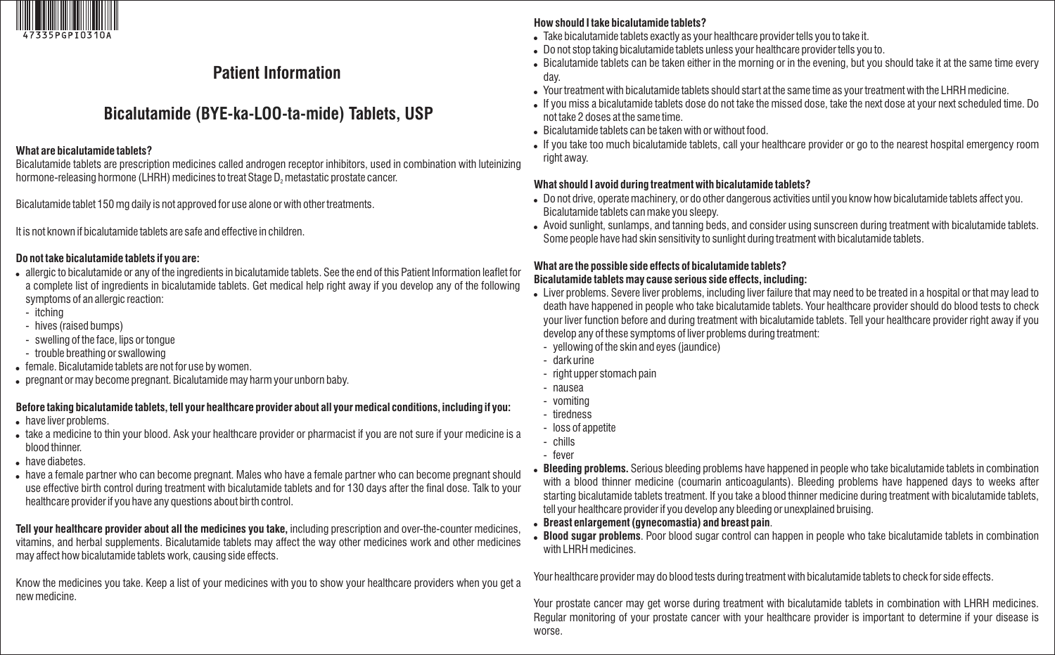# Patient Information

## Bicalutamide (BYE-ka-LOO-ta-mide) Tablets, USP

**What are bicalutamide tablets?**

Bicalutamide tablets are prescription medicines called androgen receptor inhibitors, used in combination with luteinizing hormone-releasing hormone (LHRH) medicines to treat Stage $D_2$ metastatic prostate cancer.

Bicalutamide tablet 150 mg daily is not approved for use alone or with other treatments.

It is not known if bicalutamide tablets are safe and effective in children.

**Do not take bicalutamide tablets if you are:**

- allergic to bicalutamide or any of the ingredients in bicalutamide tablets. See the end of this Patient Information leaflet for a complete list of ingredients in bicalutamide tablets. Get medical help right away if you develop any of the following symptoms of an allergic reaction:
  - itching
  - hives (raised bumps)
  - swelling of the face, lips or tongue
  - trouble breathing or swallowing
- female. Bicalutamide tablets are not for use by women.
- pregnant or may become pregnant. Bicalutamide may harm your unborn baby.

**Before taking bicalutamide tablets, tell your healthcare provider about all your medical conditions, including if you:**

- have liver problems.
- take a medicine to thin your blood. Ask your healthcare provider or pharmacist if you are not sure if your medicine is a blood thinner.
- have diabetes.
- have a female partner who can become pregnant. Males who have a female partner who can become pregnant should use effective birth control during treatment with bicalutamide tablets and for 130 days after the final dose. Talk to your healthcare provider if you have any questions about birth control.

**Tell your healthcare provider about all the medicines you take,** including prescription and over-the-counter medicines, vitamins, and herbal supplements. Bicalutamide tablets may affect the way other medicines work and other medicines may affect how bicalutamide tablets work, causing side effects.

Know the medicines you take. Keep a list of your medicines with you to show your healthcare providers when you get a new medicine.

**How should I take bicalutamide tablets?**

- Take bicalutamide tablets exactly as your healthcare provider tells you to take it.
- Do not stop taking bicalutamide tablets unless your healthcare provider tells you to.
- Bicalutamide tablets can be taken either in the morning or in the evening, but you should take it at the same time every day.
- Your treatment with bicalutamide tablets should start at the same time as your treatment with the LHRH medicine.
- If you miss a bicalutamide tablets dose do not take the missed dose, take the next dose at your next scheduled time. Do not take 2 doses at the same time.
- Bicalutamide tablets can be taken with or without food.
- If you take too much bicalutamide tablets, call your healthcare provider or go to the nearest hospital emergency room right away.

**What should I avoid during treatment with bicalutamide tablets?**

- Do not drive, operate machinery, or do other dangerous activities until you know how bicalutamide tablets affect you. Bicalutamide tablets can make you sleepy.
- Avoid sunlight, sunlamps, and tanning beds, and consider using sunscreen during treatment with bicalutamide tablets. Some people have had skin sensitivity to sunlight during treatment with bicalutamide tablets.

**What are the possible side effects of bicalutamide tablets?**

**Bicalutamide tablets may cause serious side effects, including:**

- Liver problems. Severe liver problems, including liver failure that may need to be treated in a hospital or that may lead to death have happened in people who take bicalutamide tablets. Your healthcare provider should do blood tests to check your liver function before and during treatment with bicalutamide tablets. Tell your healthcare provider right away if you develop any of these symptoms of liver problems during treatment:
  - yellowing of the skin and eyes (jaundice)
  - dark urine
  - right upper stomach pain
  - nausea
  - vomiting
  - tiredness
  - loss of appetite
  - chills
  - fever
- **Bleeding problems.** Serious bleeding problems have happened in people who take bicalutamide tablets in combination with a blood thinner medicine (coumarin anticoagulants). Bleeding problems have happened days to weeks after starting bicalutamide tablets treatment. If you take a blood thinner medicine during treatment with bicalutamide tablets, tell your healthcare provider if you develop any bleeding or unexplained bruising.
- **Breast enlargement (gynecomastia) and breast pain**.
- **Blood sugar problems**. Poor blood sugar control can happen in people who take bicalutamide tablets in combination with LHRH medicines.

Your healthcare provider may do blood tests during treatment with bicalutamide tablets to check for side effects.

Your prostate cancer may get worse during treatment with bicalutamide tablets in combination with LHRH medicines. Regular monitoring of your prostate cancer with your healthcare provider is important to determine if your disease is worse.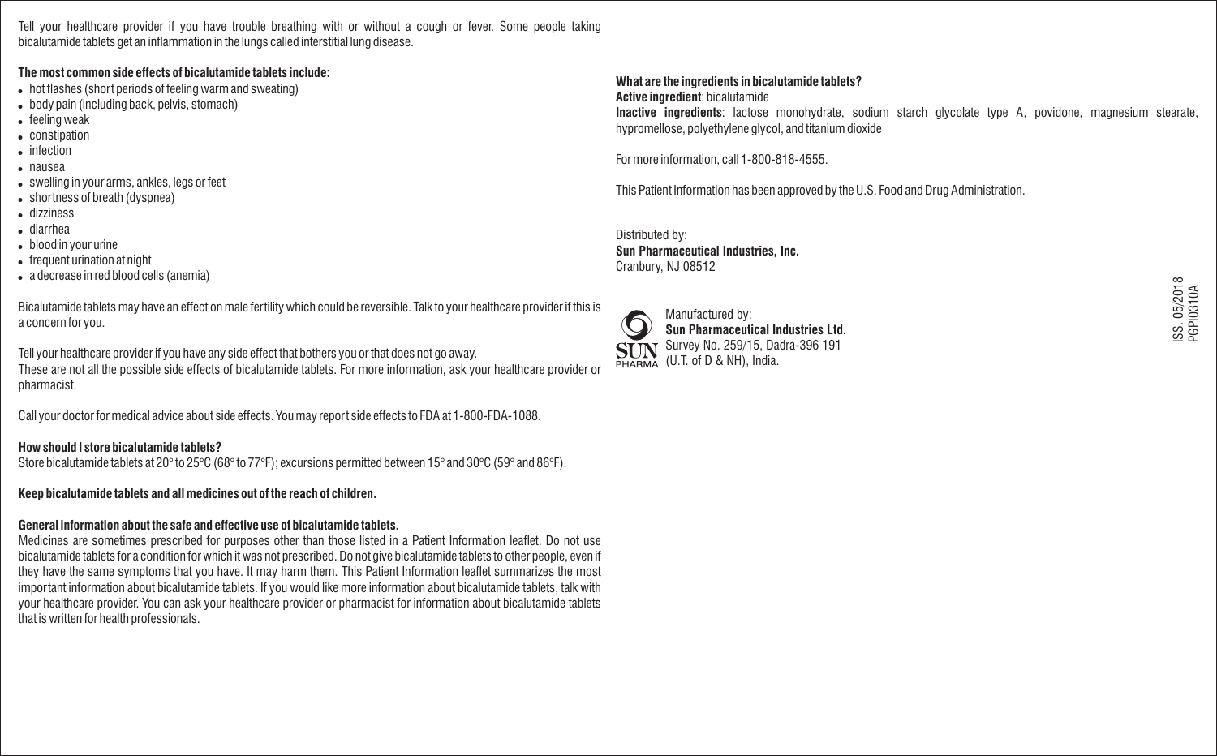Tell your healthcare provider if you have trouble breathing with or without a cough or fever. Some people taking bicalutamide tablets get an inflammation in the lungs called interstitial lung disease.

**The most common side effects of bicalutamide tablets include:**

- hot flashes (short periods of feeling warm and sweating)
- body pain (including back, pelvis, stomach)
- feeling weak
- constipation
- infection
- nausea
- swelling in your arms, ankles, legs or feet
- shortness of breath (dyspnea)
- dizziness
- diarrhea
- blood in your urine
- frequent urination at night
- a decrease in red blood cells (anemia)

Bicalutamide tablets may have an effect on male fertility which could be reversible. Talk to your healthcare provider if this is a concern for you.

Tell your healthcare provider if you have any side effect that bothers you or that does not go away.

These are not all the possible side effects of bicalutamide tablets. For more information, ask your healthcare provider or pharmacist.

Call your doctor for medical advice about side effects. You may report side effects to FDA at 1-800-FDA-1088.

**How should I store bicalutamide tablets?**

Store bicalutamide tablets at 20° to 25°C (68° to 77°F); excursions permitted between 15° and 30°C (59° and 86°F).

**Keep bicalutamide tablets and all medicines out of the reach of children.**

**General information about the safe and effective use of bicalutamide tablets.**

Medicines are sometimes prescribed for purposes other than those listed in a Patient Information leaflet. Do not use bicalutamide tablets for a condition for which it was not prescribed. Do not give bicalutamide tablets to other people, even if they have the same symptoms that you have. It may harm them. This Patient Information leaflet summarizes the most important information about bicalutamide tablets. If you would like more information about bicalutamide tablets, talk with your healthcare provider. You can ask your healthcare provider or pharmacist for information about bicalutamide tablets that is written for health professionals.

**What are the ingredients in bicalutamide tablets?**

**Active ingredient**: bicalutamide

**Inactive ingredients**: lactose monohydrate, sodium starch glycolate type A, povidone, magnesium stearate, hypromellose, polyethylene glycol, and titanium dioxide

For more information, call 1-800-818-4555.

This Patient Information has been approved by the U.S. Food and Drug Administration.

Distributed by:
**Sun Pharmaceutical Industries, Inc.**
Cranbury, NJ 08512

Manufactured by:
**Sun Pharmaceutical Industries Ltd.**
Survey No. 259/15, Dadra-396 191
(U.T. of D & NH), India.

ISS. 05/2018
PGPI0310A